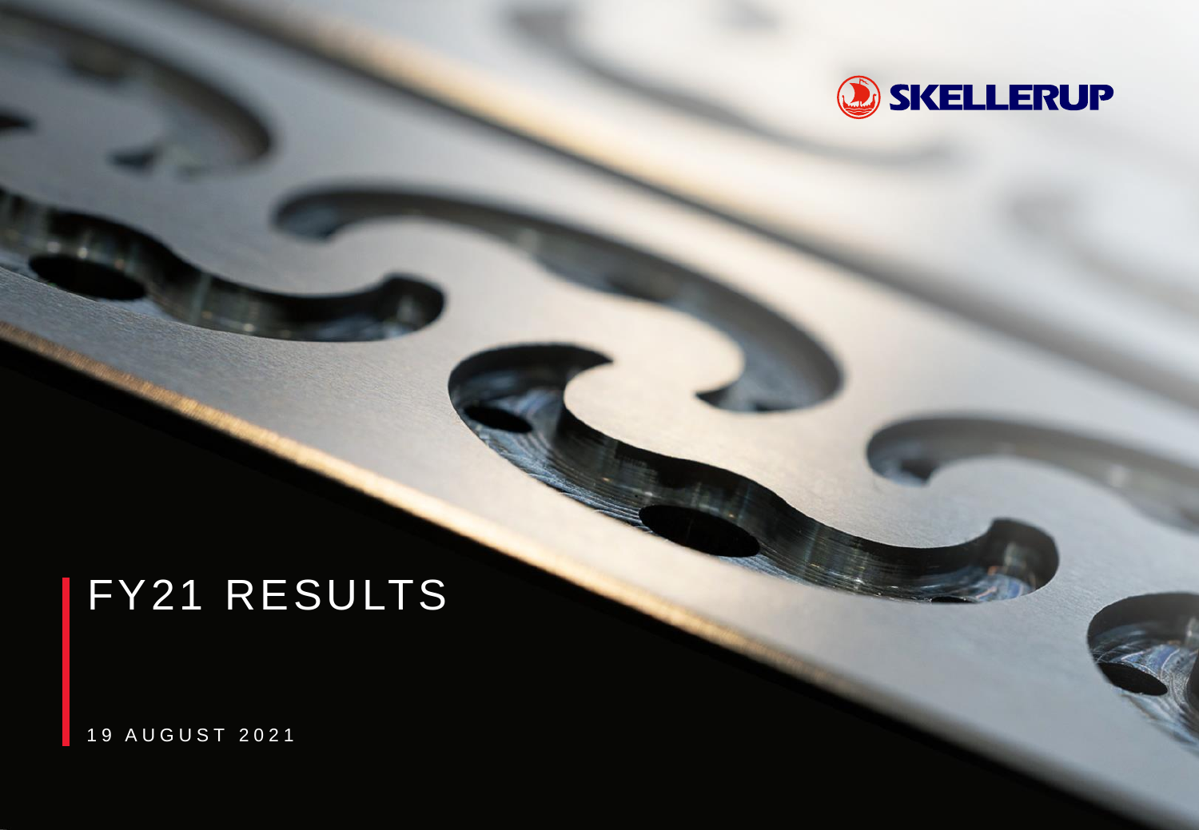SKELLERUP

# FY21 RESULTS

19 AUGUST 2021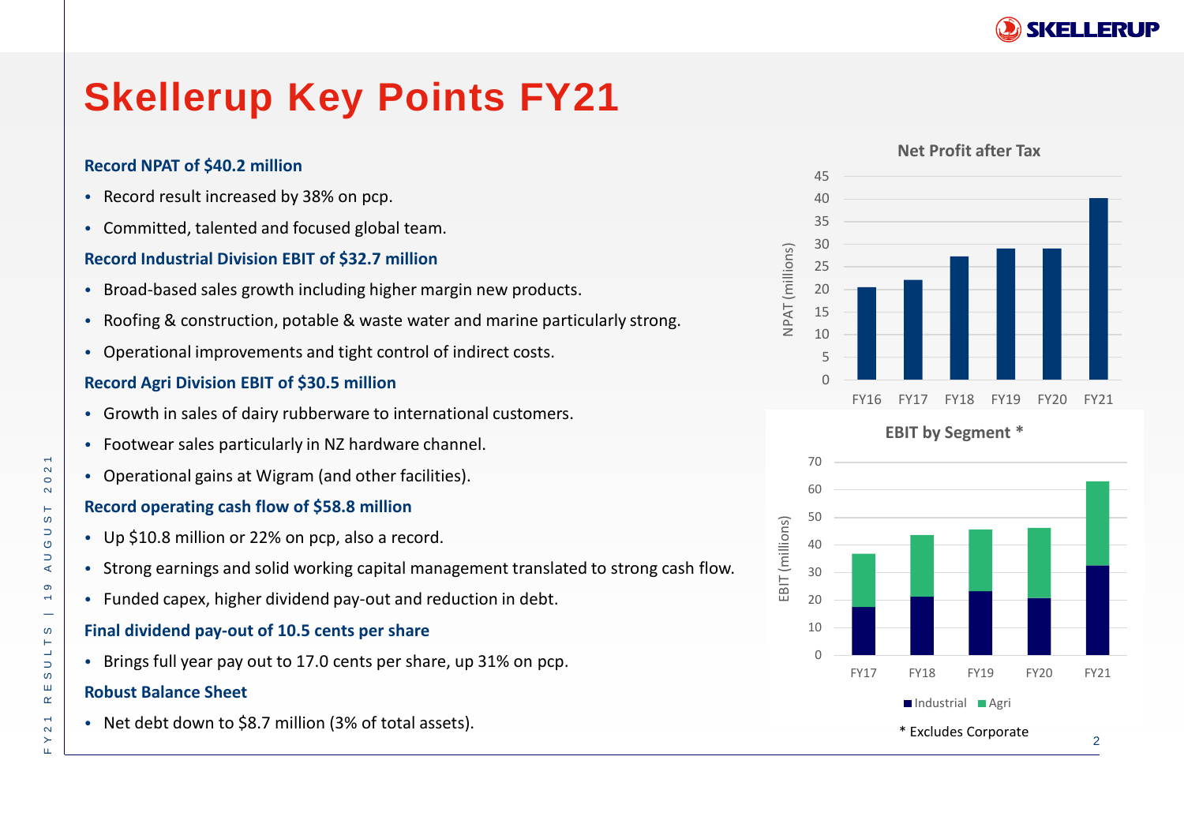# Skellerup Key Points FY21

**Record NPAT of $40.2 million**

- Record result increased by 38% on pcp.
- Committed, talented and focused global team.

**Record Industrial Division EBIT of $32.7 million**

- Broad-based sales growth including higher margin new products.
- Roofing & construction, potable & waste water and marine particularly strong.
- Operational improvements and tight control of indirect costs.

**Record Agri Division EBIT of $30.5 million**

- Growth in sales of dairy rubberware to international customers.
- Footwear sales particularly in NZ hardware channel.
- Operational gains at Wigram (and other facilities).

**Record operating cash flow of $58.8 million**

- Up $10.8 million or 22% on pcp, also a record.
- Strong earnings and solid working capital management translated to strong cash flow.
- Funded capex, higher dividend pay-out and reduction in debt.

**Final dividend pay-out of 10.5 cents per share**

- Brings full year pay out to 17.0 cents per share, up 31% on pcp.

**Robust Balance Sheet**

- Net debt down to $8.7 million (3% of total assets).

**Net Profit after Tax**

NPAT (millions)

| | FY16 | FY17 | FY18 | FY19 | FY20 | FY21 |
|---|---|---|---|---|---|---|
| NPAT | ~20.5 | ~22 | ~27 | ~29 | ~29 | 40.2 |

**EBIT by Segment ***

EBIT (millions)

| | FY17 | FY18 | FY19 | FY20 | FY21 |
|---|---|---|---|---|---|
| Industrial | ~17.5 | ~21 | ~23 | ~20.5 | 32.7 |
| Agri | ~19 | ~22 | ~22 | ~25.5 | 30.5 |

\* Excludes Corporate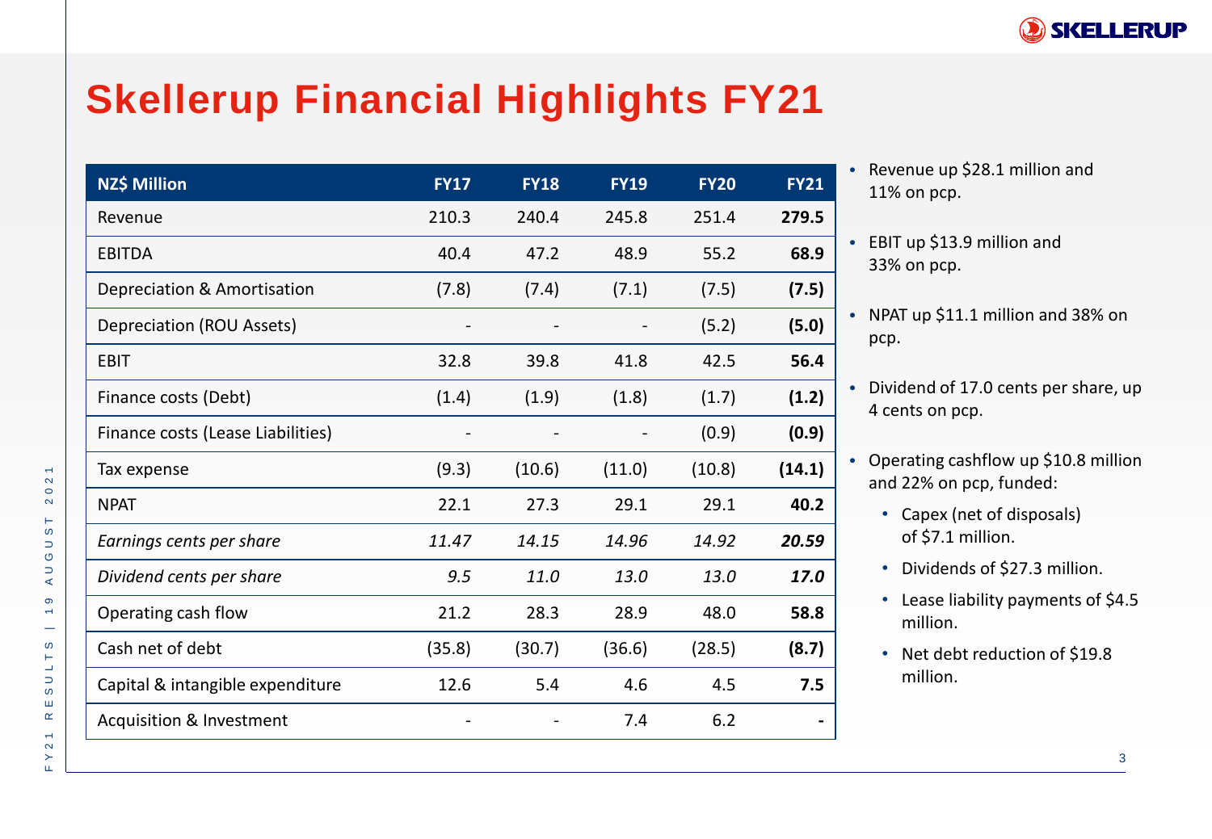# Skellerup Financial Highlights FY21

| NZ$ Million | FY17 | FY18 | FY19 | FY20 | FY21 |
|---|---|---|---|---|---|
| Revenue | 210.3 | 240.4 | 245.8 | 251.4 | **279.5** |
| EBITDA | 40.4 | 47.2 | 48.9 | 55.2 | **68.9** |
| Depreciation & Amortisation | (7.8) | (7.4) | (7.1) | (7.5) | **(7.5)** |
| Depreciation (ROU Assets) | - | - | - | (5.2) | **(5.0)** |
| EBIT | 32.8 | 39.8 | 41.8 | 42.5 | **56.4** |
| Finance costs (Debt) | (1.4) | (1.9) | (1.8) | (1.7) | **(1.2)** |
| Finance costs (Lease Liabilities) | - | - | - | (0.9) | **(0.9)** |
| Tax expense | (9.3) | (10.6) | (11.0) | (10.8) | **(14.1)** |
| NPAT | 22.1 | 27.3 | 29.1 | 29.1 | **40.2** |
| *Earnings cents per share* | *11.47* | *14.15* | *14.96* | *14.92* | ***20.59*** |
| *Dividend cents per share* | *9.5* | *11.0* | *13.0* | *13.0* | ***17.0*** |
| Operating cash flow | 21.2 | 28.3 | 28.9 | 48.0 | **58.8** |
| Cash net of debt | (35.8) | (30.7) | (36.6) | (28.5) | **(8.7)** |
| Capital & intangible expenditure | 12.6 | 5.4 | 4.6 | 4.5 | **7.5** |
| Acquisition & Investment | - | - | 7.4 | 6.2 | **-** |

- Revenue up $28.1 million and 11% on pcp.
- EBIT up $13.9 million and 33% on pcp.
- NPAT up $11.1 million and 38% on pcp.
- Dividend of 17.0 cents per share, up 4 cents on pcp.
- Operating cashflow up $10.8 million and 22% on pcp, funded:
  - Capex (net of disposals) of $7.1 million.
  - Dividends of $27.3 million.
  - Lease liability payments of $4.5 million.
  - Net debt reduction of $19.8 million.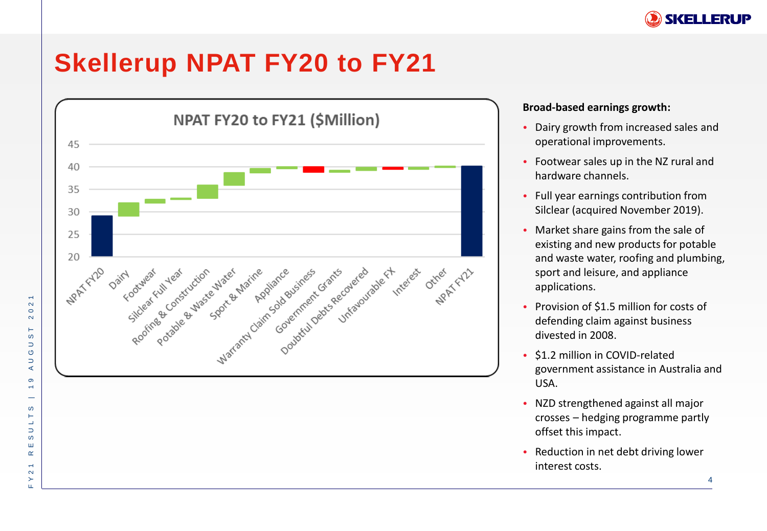# Skellerup NPAT FY20 to FY21

NPAT FY20 to FY21 ($Million)

45
40
35
30
25
20

NPAT FY20, Dairy, Footwear, Silclear Full Year, Roofing & Construction, Potable & Waste Water, Sport & Marine, Appliance, Warranty Claim Sold Business, Government Grants, Doubtful Debts Recovered, Unfavourable FX, Interest, Other, NPAT FY21

**Broad-based earnings growth:**

- Dairy growth from increased sales and operational improvements.
- Footwear sales up in the NZ rural and hardware channels.
- Full year earnings contribution from Silclear (acquired November 2019).
- Market share gains from the sale of existing and new products for potable and waste water, roofing and plumbing, sport and leisure, and appliance applications.
- Provision of $1.5 million for costs of defending claim against business divested in 2008.
- $1.2 million in COVID-related government assistance in Australia and USA.
- NZD strengthened against all major crosses – hedging programme partly offset this impact.
- Reduction in net debt driving lower interest costs.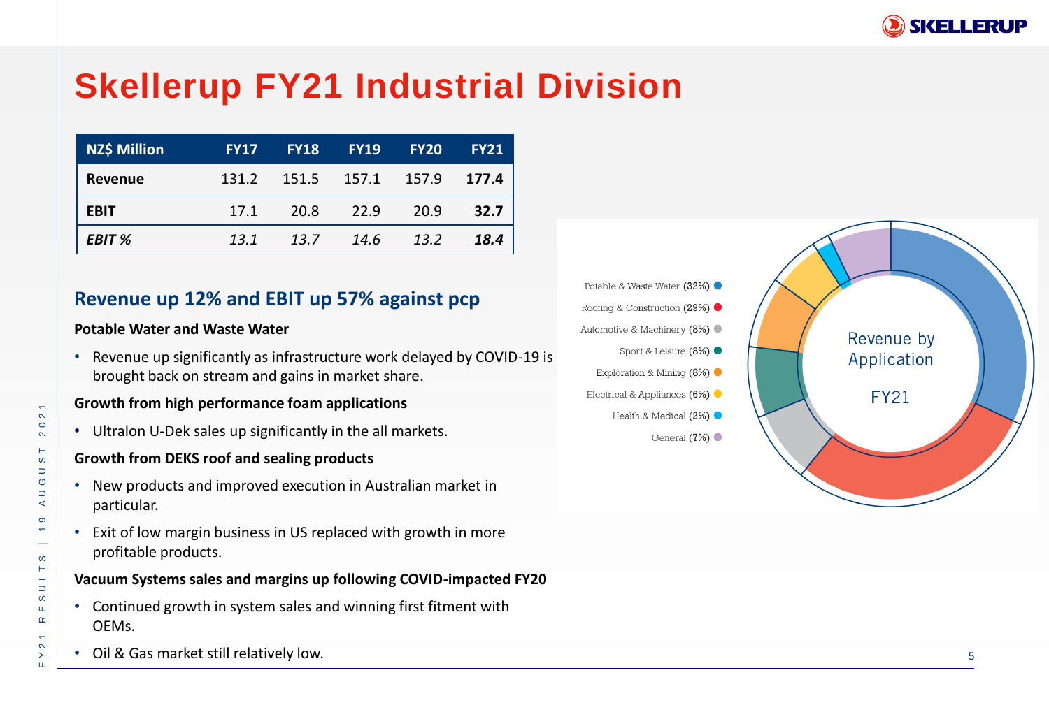# Skellerup FY21 Industrial Division

| NZ$ Million | FY17 | FY18 | FY19 | FY20 | FY21 |
|---|---|---|---|---|---|
| **Revenue** | 131.2 | 151.5 | 157.1 | 157.9 | **177.4** |
| **EBIT** | 17.1 | 20.8 | 22.9 | 20.9 | **32.7** |
| ***EBIT %*** | *13.1* | *13.7* | *14.6* | *13.2* | ***18.4*** |

## Revenue up 12% and EBIT up 57% against pcp

**Potable Water and Waste Water**

- Revenue up significantly as infrastructure work delayed by COVID-19 is brought back on stream and gains in market share.

**Growth from high performance foam applications**

- Ultralon U-Dek sales up significantly in the all markets.

**Growth from DEKS roof and sealing products**

- New products and improved execution in Australian market in particular.
- Exit of low margin business in US replaced with growth in more profitable products.

**Vacuum Systems sales and margins up following COVID-impacted FY20**

- Continued growth in system sales and winning first fitment with OEMs.
- Oil & Gas market still relatively low.

**Revenue by Application FY21**

- Potable & Waste Water (32%)
- Roofing & Construction (29%)
- Automotive & Machinery (8%)
- Sport & Leisure (8%)
- Exploration & Mining (8%)
- Electrical & Appliances (6%)
- Health & Medical (2%)
- General (7%)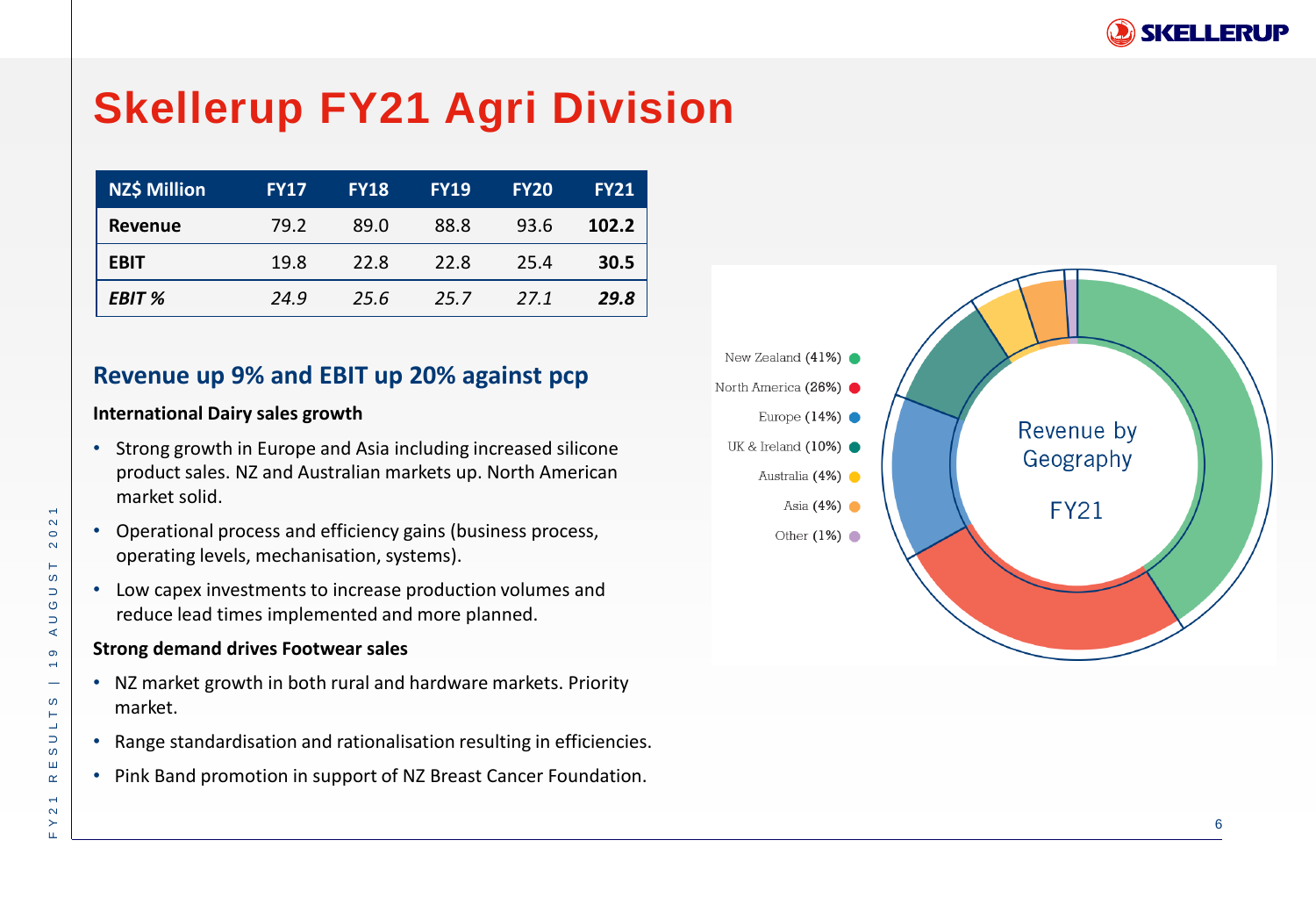# Skellerup FY21 Agri Division

| NZ$ Million | FY17 | FY18 | FY19 | FY20 | FY21 |
|---|---|---|---|---|---|
| **Revenue** | 79.2 | 89.0 | 88.8 | 93.6 | **102.2** |
| **EBIT** | 19.8 | 22.8 | 22.8 | 25.4 | **30.5** |
| ***EBIT %*** | *24.9* | *25.6* | *25.7* | *27.1* | ***29.8*** |

## Revenue up 9% and EBIT up 20% against pcp

**International Dairy sales growth**

- Strong growth in Europe and Asia including increased silicone product sales. NZ and Australian markets up. North American market solid.
- Operational process and efficiency gains (business process, operating levels, mechanisation, systems).
- Low capex investments to increase production volumes and reduce lead times implemented and more planned.

**Strong demand drives Footwear sales**

- NZ market growth in both rural and hardware markets. Priority market.
- Range standardisation and rationalisation resulting in efficiencies.
- Pink Band promotion in support of NZ Breast Cancer Foundation.

Revenue by Geography FY21

- New Zealand (41%)
- North America (26%)
- Europe (14%)
- UK & Ireland (10%)
- Australia (4%)
- Asia (4%)
- Other (1%)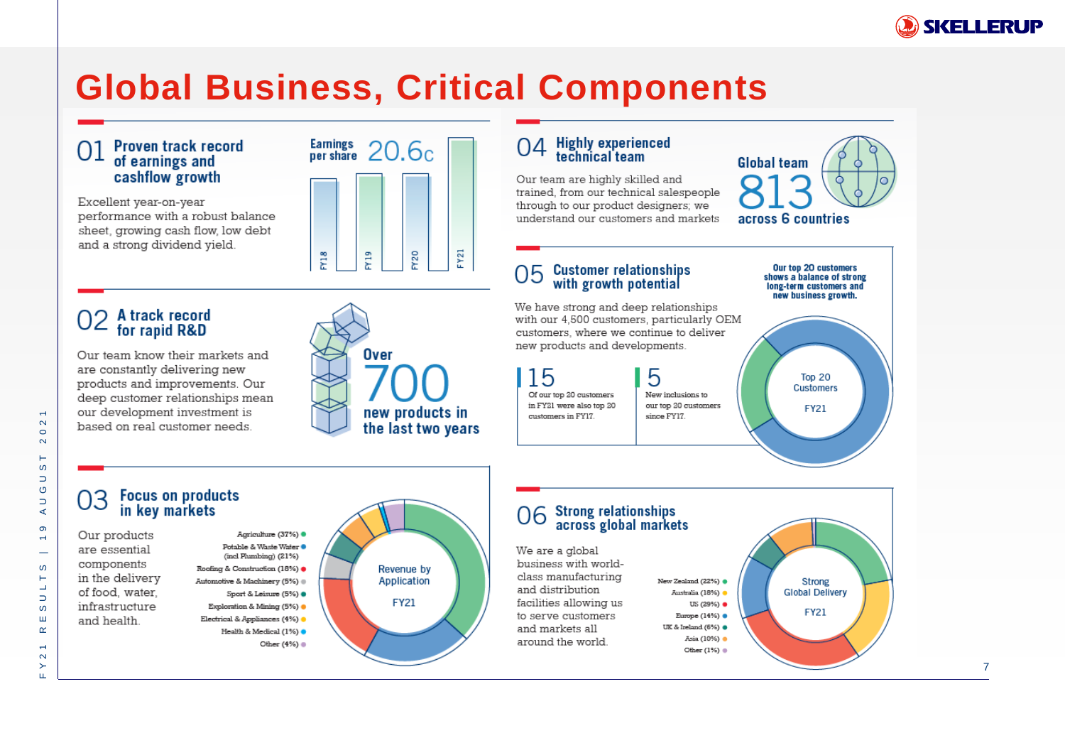# Global Business, Critical Components

## 01 Proven track record of earnings and cashflow growth

Excellent year-on-year performance with a robust balance sheet, growing cash flow, low debt and a strong dividend yield.

Earnings per share 20.6c

FY18 FY19 FY20 FY21

## 02 A track record for rapid R&D

Our team know their markets and are constantly delivering new products and improvements. Our deep customer relationships mean our development investment is based on real customer needs.

Over 700 new products in the last two years

## 03 Focus on products in key markets

Our products are essential components in the delivery of food, water, infrastructure and health.

Revenue by Application FY21

- Agriculture (37%)
- Potable & Waste Water (incl Plumbing) (21%)
- Roofing & Construction (18%)
- Automotive & Machinery (5%)
- Sport & Leisure (5%)
- Exploration & Mining (5%)
- Electrical & Appliances (4%)
- Health & Medical (1%)
- Other (4%)

## 04 Highly experienced technical team

Our team are highly skilled and trained, from our technical salespeople through to our product designers; we understand our customers and markets

Global team 813 across 6 countries

## 05 Customer relationships with growth potential

We have strong and deep relationships with our 4,500 customers, particularly OEM customers, where we continue to deliver new products and developments.

Our top 20 customers shows a balance of strong long-term customers and new business growth.

**15** Of our top 20 customers in FY21 were also top 20 customers in FY17.

**5** New inclusions to our top 20 customers since FY17.

Top 20 Customers FY21

## 06 Strong relationships across global markets

We are a global business with world-class manufacturing and distribution facilities allowing us to serve customers and markets all around the world.

Strong Global Delivery FY21

- New Zealand (22%)
- Australia (18%)
- US (29%)
- Europe (14%)
- UK & Ireland (6%)
- Asia (10%)
- Other (1%)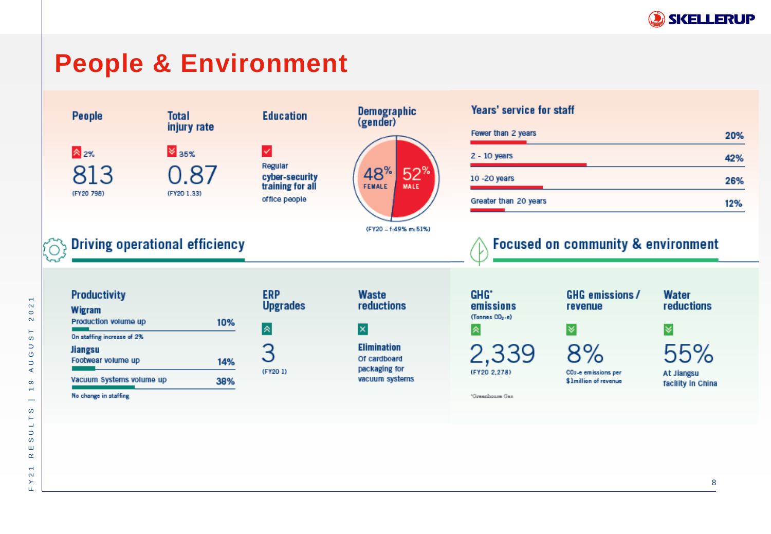# People & Environment

### People

2%

813

(FY20 798)

### Total injury rate

35%

0.87

(FY20 1.33)

### Education

Regular **cyber-security training for all** office people

### Demographic (gender)

48% FEMALE

52% MALE

(FY20 – f:49% m:51%)

### Years' service for staff

| | |
|---|---|
| Fewer than 2 years | 20% |
| 2 - 10 years | 42% |
| 10 -20 years | 26% |
| Greater than 20 years | 12% |

## Driving operational efficiency

### Productivity

**Wigram**

| | |
|---|---|
| Production volume up | 10% |

On staffing increase of 2%

**Jiangsu**

| | |
|---|---|
| Footwear volume up | 14% |
| Vacuum Systems volume up | 38% |

No change in staffing

### ERP Upgrades

3

(FY20 1)

### Waste reductions

**Elimination**
Of cardboard packaging for vacuum systems

## Focused on community & environment

### GHG* emissions

(Tonnes $CO_2$-e)

2,339

(FY20 2,278)

*Greenhouse Gas

### GHG emissions / revenue

8%

$CO_2$-e emissions per $1million of revenue

### Water reductions

55%

At Jiangsu facility in China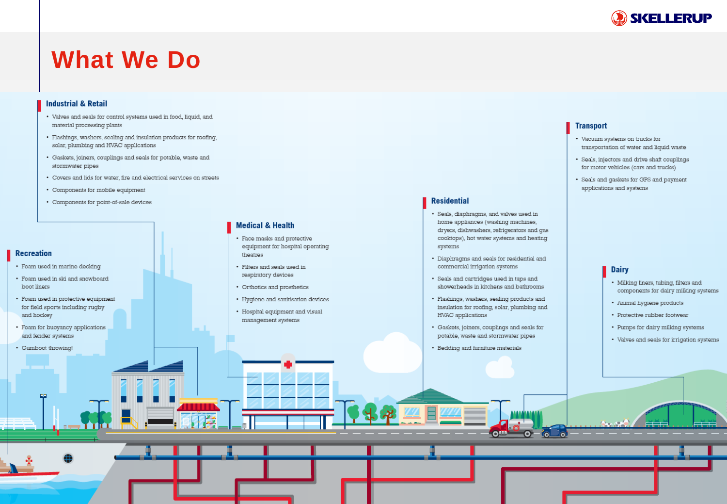# What We Do

## Industrial & Retail

- Valves and seals for control systems used in food, liquid, and material processing plants
- Flashings, washers, sealing and insulation products for roofing, solar, plumbing and HVAC applications
- Gaskets, joiners, couplings and seals for potable, waste and stormwater pipes
- Covers and lids for water, fire and electrical services on streets
- Components for mobile equipment
- Components for point-of-sale devices

## Transport

- Vacuum systems on trucks for transportation of water and liquid waste
- Seals, injectors and drive shaft couplings for motor vehicles (cars and trucks)
- Seals and gaskets for GPS and payment applications and systems

## Residential

- Seals, diaphragms, and valves used in home appliances (washing machines, dryers, dishwashers, refrigerators and gas cooktops), hot water systems and heating systems
- Diaphragms and seals for residential and commercial irrigation systems
- Seals and cartridges used in taps and showerheads in kitchens and bathrooms
- Flashings, washers, sealing products and insulation for roofing, solar, plumbing and HVAC applications
- Gaskets, joiners, couplings and seals for potable, waste and stormwater pipes
- Bedding and furniture materials

## Medical & Health

- Face masks and protective equipment for hospital operating theatres
- Filters and seals used in respiratory devices
- Orthotics and prosthetics
- Hygiene and sanitisation devices
- Hospital equipment and visual management systems

## Recreation

- Foam used in marine decking
- Foam used in ski and snowboard boot liners
- Foam used in protective equipment for field sports including rugby and hockey
- Foam for buoyancy applications and fender systems
- Gumboot throwing!

## Dairy

- Milking liners, tubing, filters and components for dairy milking systems
- Animal hygiene products
- Protective rubber footwear
- Pumps for dairy milking systems
- Valves and seals for irrigation systems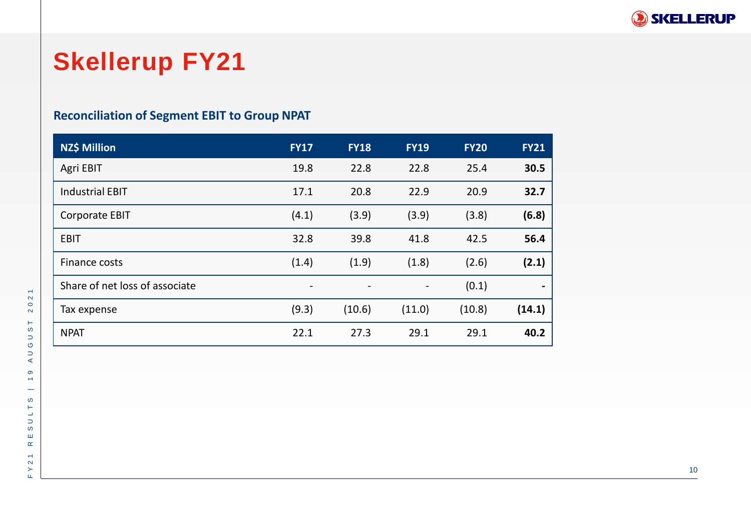# Skellerup FY21

## Reconciliation of Segment EBIT to Group NPAT

| NZ$ Million | FY17 | FY18 | FY19 | FY20 | FY21 |
|---|---|---|---|---|---|
| Agri EBIT | 19.8 | 22.8 | 22.8 | 25.4 | **30.5** |
| Industrial EBIT | 17.1 | 20.8 | 22.9 | 20.9 | **32.7** |
| Corporate EBIT | (4.1) | (3.9) | (3.9) | (3.8) | **(6.8)** |
| EBIT | 32.8 | 39.8 | 41.8 | 42.5 | **56.4** |
| Finance costs | (1.4) | (1.9) | (1.8) | (2.6) | **(2.1)** |
| Share of net loss of associate | - | - | - | (0.1) | **-** |
| Tax expense | (9.3) | (10.6) | (11.0) | (10.8) | **(14.1)** |
| NPAT | 22.1 | 27.3 | 29.1 | 29.1 | **40.2** |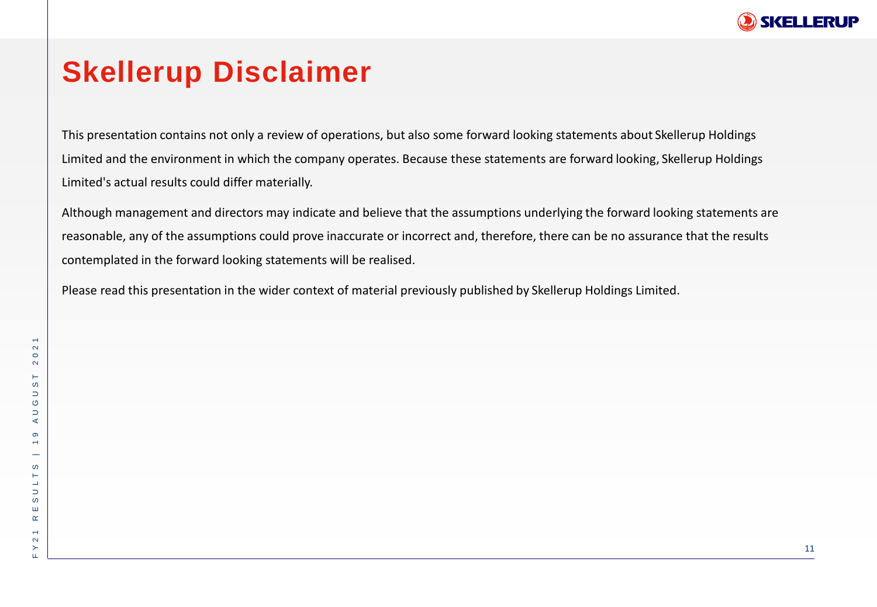# Skellerup Disclaimer

This presentation contains not only a review of operations, but also some forward looking statements about Skellerup Holdings Limited and the environment in which the company operates. Because these statements are forward looking, Skellerup Holdings Limited's actual results could differ materially.

Although management and directors may indicate and believe that the assumptions underlying the forward looking statements are reasonable, any of the assumptions could prove inaccurate or incorrect and, therefore, there can be no assurance that the results contemplated in the forward looking statements will be realised.

Please read this presentation in the wider context of material previously published by Skellerup Holdings Limited.